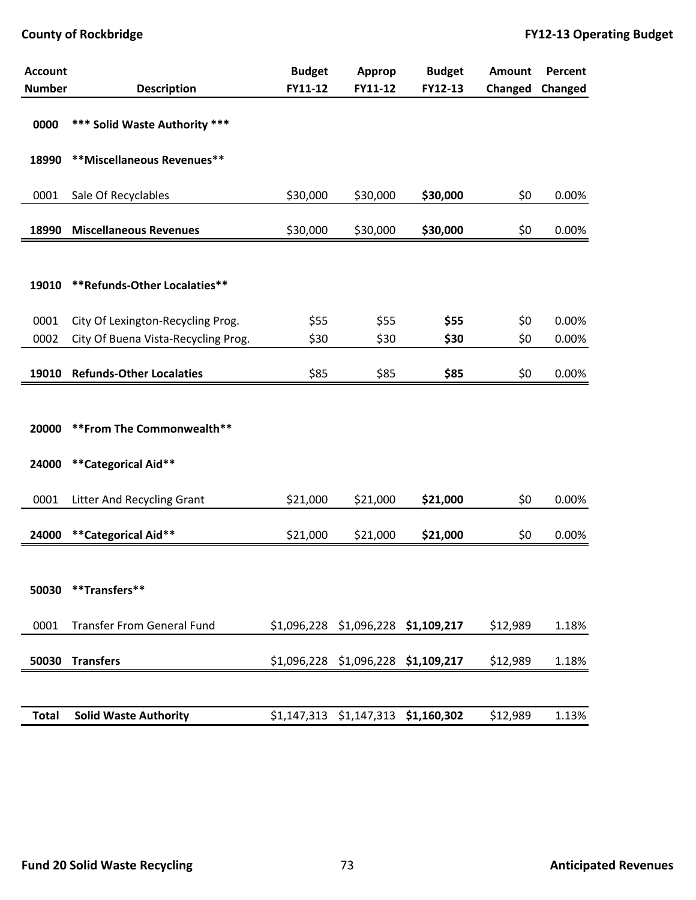| Account Number | Description | Budget FY11-12 | Approp FY11-12 | Budget FY12-13 | Amount Changed | Percent Changed |
|---|---|---|---|---|---|---|
| **0000** | **\*\*\* Solid Waste Authority \*\*\*** | | | | | |
| **18990** | **\*\*Miscellaneous Revenues\*\*** | | | | | |
| 0001 | Sale Of Recyclables | $30,000 | $30,000 | **$30,000** | $0 | 0.00% |
| **18990** | **Miscellaneous Revenues** | $30,000 | $30,000 | **$30,000** | $0 | 0.00% |
| **19010** | **\*\*Refunds-Other Localaties\*\*** | | | | | |
| 0001 | City Of Lexington-Recycling Prog. | $55 | $55 | **$55** | $0 | 0.00% |
| 0002 | City Of Buena Vista-Recycling Prog. | $30 | $30 | **$30** | $0 | 0.00% |
| **19010** | **Refunds-Other Localaties** | $85 | $85 | **$85** | $0 | 0.00% |
| **20000** | **\*\*From The Commonwealth\*\*** | | | | | |
| **24000** | **\*\*Categorical Aid\*\*** | | | | | |
| 0001 | Litter And Recycling Grant | $21,000 | $21,000 | **$21,000** | $0 | 0.00% |
| **24000** | **\*\*Categorical Aid\*\*** | $21,000 | $21,000 | **$21,000** | $0 | 0.00% |
| **50030** | **\*\*Transfers\*\*** | | | | | |
| 0001 | Transfer From General Fund | $1,096,228 | $1,096,228 | **$1,109,217** | $12,989 | 1.18% |
| **50030** | **Transfers** | $1,096,228 | $1,096,228 | **$1,109,217** | $12,989 | 1.18% |
| **Total** | **Solid Waste Authority** | $1,147,313 | $1,147,313 | **$1,160,302** | $12,989 | 1.13% |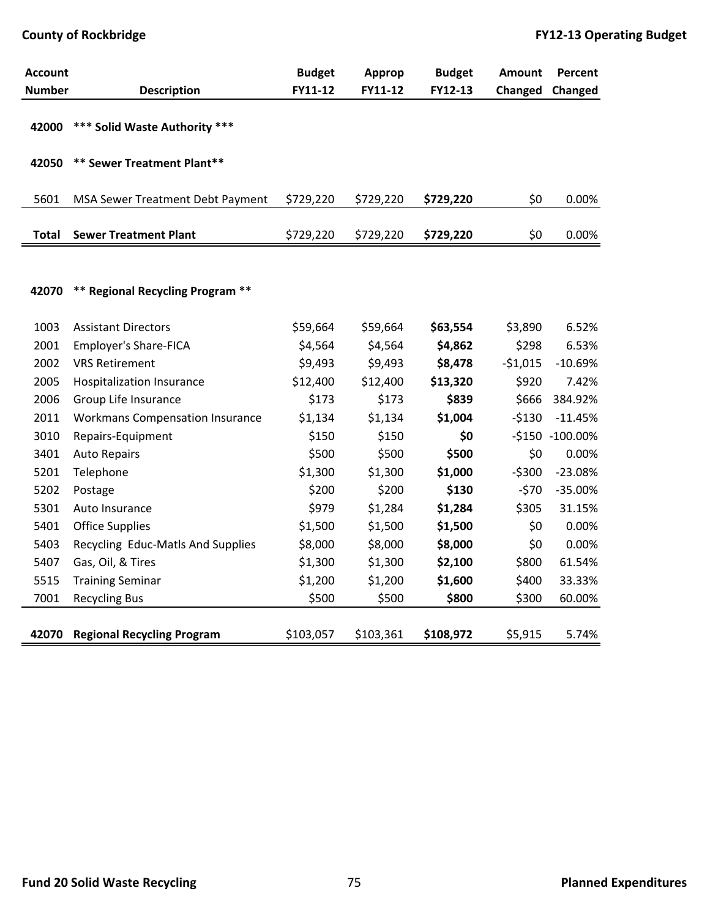| Account Number | Description | Budget FY11-12 | Approp FY11-12 | Budget FY12-13 | Amount Changed | Percent Changed |
|---|---|---|---|---|---|---|
| **42000** | **\*\*\* Solid Waste Authority \*\*\*** | | | | | |
| **42050** | **\*\* Sewer Treatment Plant\*\*** | | | | | |
| 5601 | MSA Sewer Treatment Debt Payment | $729,220 | $729,220 | **$729,220** | $0 | 0.00% |
| **Total** | **Sewer Treatment Plant** | $729,220 | $729,220 | **$729,220** | $0 | 0.00% |
| **42070** | **\*\* Regional Recycling Program \*\*** | | | | | |
| 1003 | Assistant Directors | $59,664 | $59,664 | **$63,554** | $3,890 | 6.52% |
| 2001 | Employer's Share-FICA | $4,564 | $4,564 | **$4,862** | $298 | 6.53% |
| 2002 | VRS Retirement | $9,493 | $9,493 | **$8,478** | -$1,015 | -10.69% |
| 2005 | Hospitalization Insurance | $12,400 | $12,400 | **$13,320** | $920 | 7.42% |
| 2006 | Group Life Insurance | $173 | $173 | **$839** | $666 | 384.92% |
| 2011 | Workmans Compensation Insurance | $1,134 | $1,134 | **$1,004** | -$130 | -11.45% |
| 3010 | Repairs-Equipment | $150 | $150 | **$0** | -$150 | -100.00% |
| 3401 | Auto Repairs | $500 | $500 | **$500** | $0 | 0.00% |
| 5201 | Telephone | $1,300 | $1,300 | **$1,000** | -$300 | -23.08% |
| 5202 | Postage | $200 | $200 | **$130** | -$70 | -35.00% |
| 5301 | Auto Insurance | $979 | $1,284 | **$1,284** | $305 | 31.15% |
| 5401 | Office Supplies | $1,500 | $1,500 | **$1,500** | $0 | 0.00% |
| 5403 | Recycling Educ-Matls And Supplies | $8,000 | $8,000 | **$8,000** | $0 | 0.00% |
| 5407 | Gas, Oil, & Tires | $1,300 | $1,300 | **$2,100** | $800 | 61.54% |
| 5515 | Training Seminar | $1,200 | $1,200 | **$1,600** | $400 | 33.33% |
| 7001 | Recycling Bus | $500 | $500 | **$800** | $300 | 60.00% |
| **42070** | **Regional Recycling Program** | $103,057 | $103,361 | **$108,972** | $5,915 | 5.74% |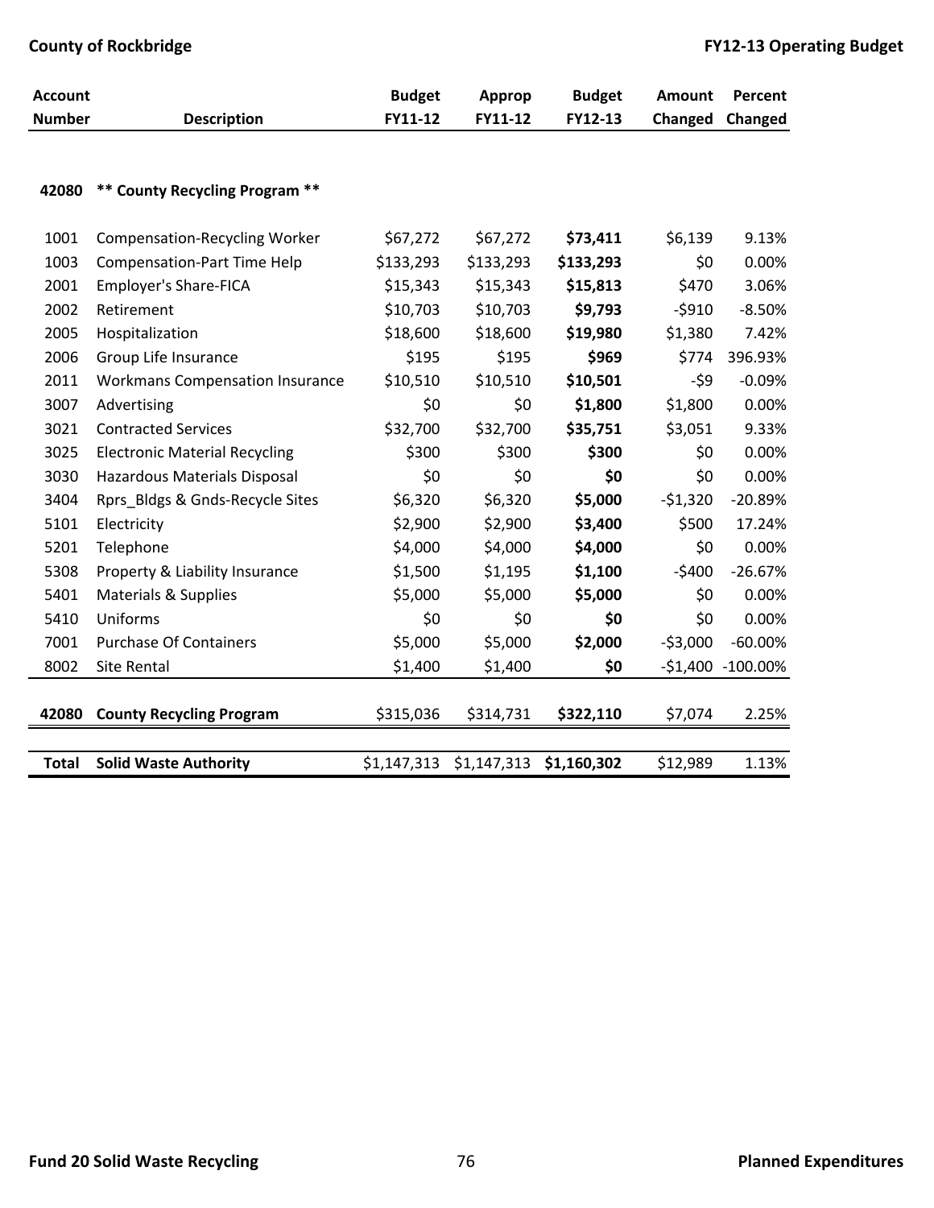| Account Number | Description | Budget FY11-12 | Approp FY11-12 | Budget FY12-13 | Amount Changed | Percent Changed |
|---|---|---|---|---|---|---|
| **42080** | **** County Recycling Program **** | | | | | |
| 1001 | Compensation-Recycling Worker | $67,272 | $67,272 | **$73,411** | $6,139 | 9.13% |
| 1003 | Compensation-Part Time Help | $133,293 | $133,293 | **$133,293** | $0 | 0.00% |
| 2001 | Employer's Share-FICA | $15,343 | $15,343 | **$15,813** | $470 | 3.06% |
| 2002 | Retirement | $10,703 | $10,703 | **$9,793** | -$910 | -8.50% |
| 2005 | Hospitalization | $18,600 | $18,600 | **$19,980** | $1,380 | 7.42% |
| 2006 | Group Life Insurance | $195 | $195 | **$969** | $774 | 396.93% |
| 2011 | Workmans Compensation Insurance | $10,510 | $10,510 | **$10,501** | -$9 | -0.09% |
| 3007 | Advertising | $0 | $0 | **$1,800** | $1,800 | 0.00% |
| 3021 | Contracted Services | $32,700 | $32,700 | **$35,751** | $3,051 | 9.33% |
| 3025 | Electronic Material Recycling | $300 | $300 | **$300** | $0 | 0.00% |
| 3030 | Hazardous Materials Disposal | $0 | $0 | **$0** | $0 | 0.00% |
| 3404 | Rprs_Bldgs & Gnds-Recycle Sites | $6,320 | $6,320 | **$5,000** | -$1,320 | -20.89% |
| 5101 | Electricity | $2,900 | $2,900 | **$3,400** | $500 | 17.24% |
| 5201 | Telephone | $4,000 | $4,000 | **$4,000** | $0 | 0.00% |
| 5308 | Property & Liability Insurance | $1,500 | $1,195 | **$1,100** | -$400 | -26.67% |
| 5401 | Materials & Supplies | $5,000 | $5,000 | **$5,000** | $0 | 0.00% |
| 5410 | Uniforms | $0 | $0 | **$0** | $0 | 0.00% |
| 7001 | Purchase Of Containers | $5,000 | $5,000 | **$2,000** | -$3,000 | -60.00% |
| 8002 | Site Rental | $1,400 | $1,400 | **$0** | -$1,400 | -100.00% |
| **42080** | **County Recycling Program** | $315,036 | $314,731 | **$322,110** | $7,074 | 2.25% |
| **Total** | **Solid Waste Authority** | $1,147,313 | $1,147,313 | **$1,160,302** | $12,989 | 1.13% |